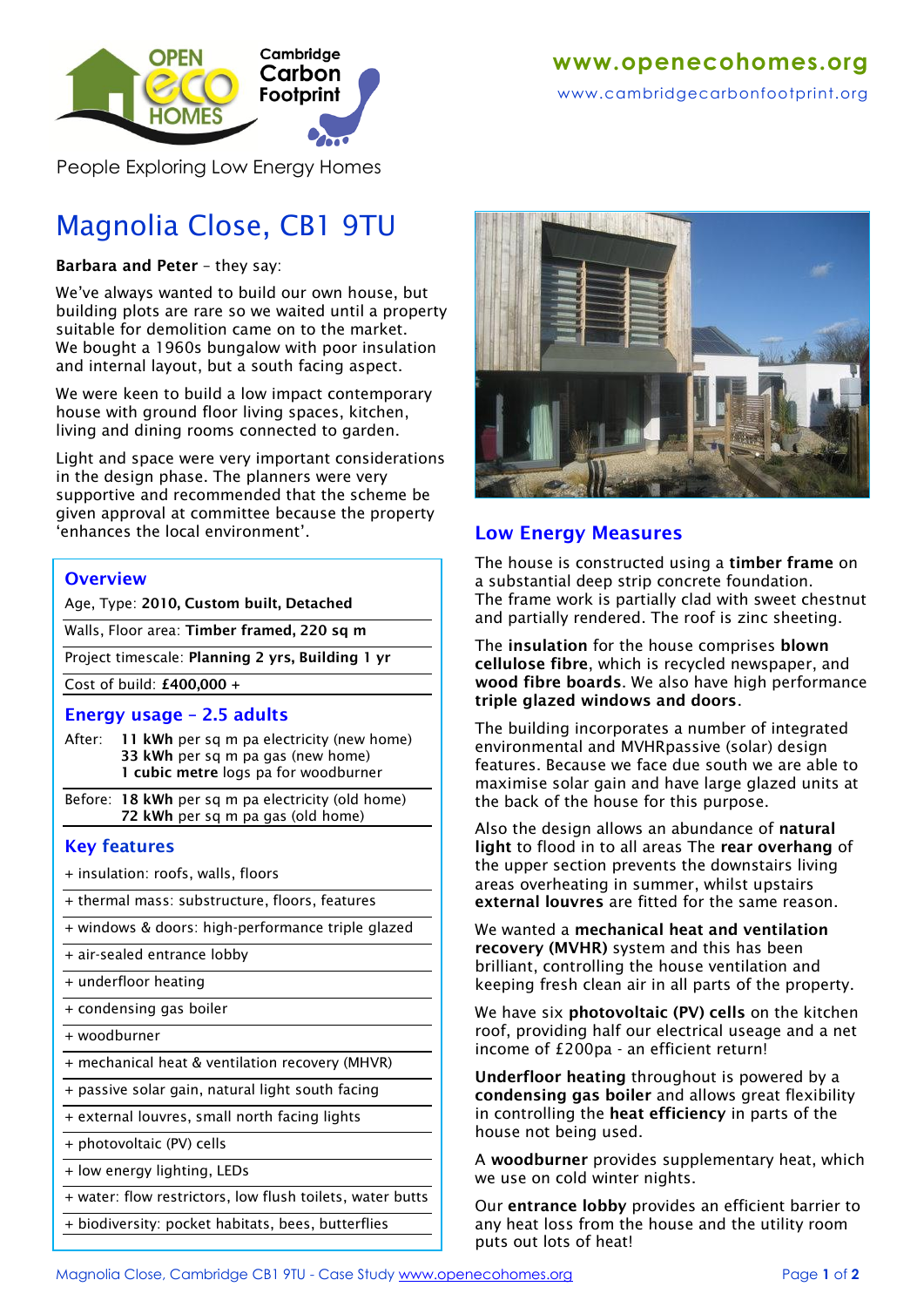www.openecohomes.org

www.cambridgecarbonfootprint.org

People Exploring Low Energy Homes

# Magnolia Close, CB1 9TU

**Barbara and Peter** – they say:

We've always wanted to build our own house, but building plots are rare so we waited until a property suitable for demolition came on to the market. We bought a 1960s bungalow with poor insulation and internal layout, but a south facing aspect.

We were keen to build a low impact contemporary house with ground floor living spaces, kitchen, living and dining rooms connected to garden.

Light and space were very important considerations in the design phase. The planners were very supportive and recommended that the scheme be given approval at committee because the property 'enhances the local environment'.

## Overview

| | |
|---|---|
| Age, Type: | **2010, Custom built, Detached** |
| Walls, Floor area: | **Timber framed, 220 sq m** |
| Project timescale: | **Planning 2 yrs, Building 1 yr** |
| Cost of build: | **£400,000 +** |

## Energy usage – 2.5 adults

After: **11 kWh** per sq m pa electricity (new home)
**33 kWh** per sq m pa gas (new home)
**1 cubic metre** logs pa for woodburner

Before: **18 kWh** per sq m pa electricity (old home)
**72 kWh** per sq m pa gas (old home)

## Key features

+ insulation: roofs, walls, floors
+ thermal mass: substructure, floors, features
+ windows & doors: high-performance triple glazed
+ air-sealed entrance lobby
+ underfloor heating
+ condensing gas boiler
+ woodburner
+ mechanical heat & ventilation recovery (MVHR)
+ passive solar gain, natural light south facing
+ external louvres, small north facing lights
+ photovoltaic (PV) cells
+ low energy lighting, LEDs
+ water: flow restrictors, low flush toilets, water butts
+ biodiversity: pocket habitats, bees, butterflies

## Low Energy Measures

The house is constructed using a **timber frame** on a substantial deep strip concrete foundation. The frame work is partially clad with sweet chestnut and partially rendered. The roof is zinc sheeting.

The **insulation** for the house comprises **blown cellulose fibre**, which is recycled newspaper, and **wood fibre boards**. We also have high performance **triple glazed windows and doors**.

The building incorporates a number of integrated environmental and MVHRpassive (solar) design features. Because we face due south we are able to maximise solar gain and have large glazed units at the back of the house for this purpose.

Also the design allows an abundance of **natural light** to flood in to all areas The **rear overhang** of the upper section prevents the downstairs living areas overheating in summer, whilst upstairs **external louvres** are fitted for the same reason.

We wanted a **mechanical heat and ventilation recovery (MVHR)** system and this has been brilliant, controlling the house ventilation and keeping fresh clean air in all parts of the property.

We have six **photovoltaic (PV) cells** on the kitchen roof, providing half our electrical useage and a net income of £200pa - an efficient return!

**Underfloor heating** throughout is powered by a **condensing gas boiler** and allows great flexibility in controlling the **heat efficiency** in parts of the house not being used.

A **woodburner** provides supplementary heat, which we use on cold winter nights.

Our **entrance lobby** provides an efficient barrier to any heat loss from the house and the utility room puts out lots of heat!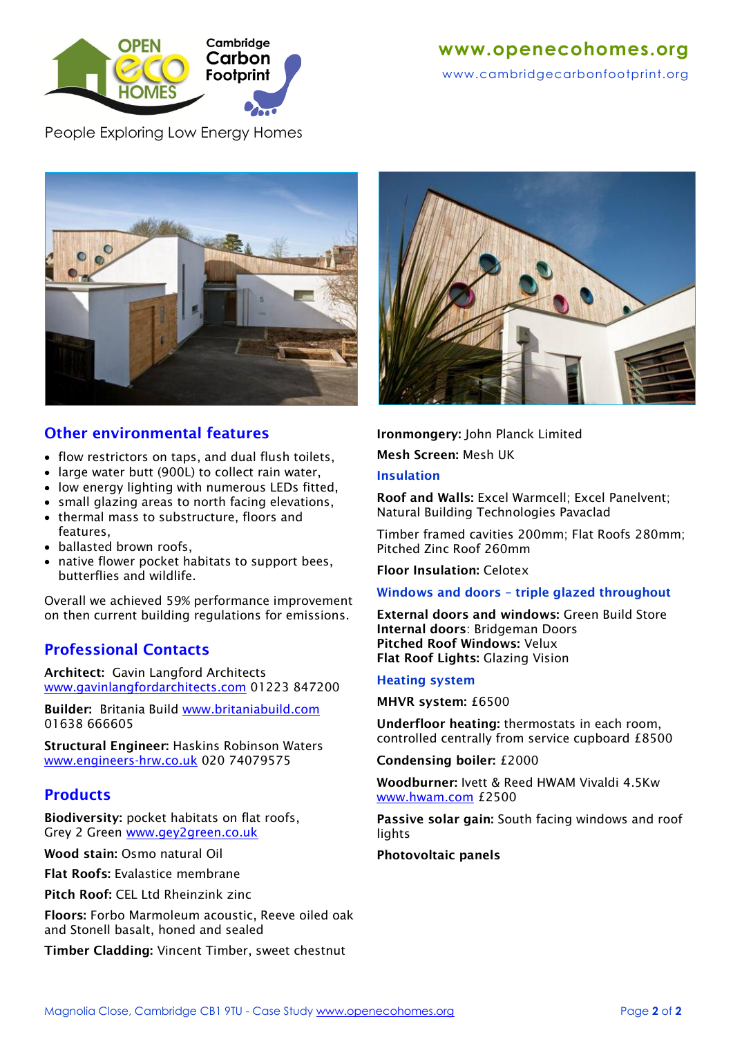www.openecohomes.org

www.cambridgecarbonfootprint.org

People Exploring Low Energy Homes

## Other environmental features

- flow restrictors on taps, and dual flush toilets,
- large water butt (900L) to collect rain water,
- low energy lighting with numerous LEDs fitted,
- small glazing areas to north facing elevations,
- thermal mass to substructure, floors and features,
- ballasted brown roofs,
- native flower pocket habitats to support bees, butterflies and wildlife.

Overall we achieved 59% performance improvement on then current building regulations for emissions.

## Professional Contacts

**Architect:** Gavin Langford Architects www.gavinlangfordarchitects.com 01223 847200

**Builder:** Britania Build www.britaniabuild.com 01638 666605

**Structural Engineer:** Haskins Robinson Waters www.engineers-hrw.co.uk 020 74079575

## Products

**Biodiversity:** pocket habitats on flat roofs, Grey 2 Green www.gey2green.co.uk

**Wood stain:** Osmo natural Oil

**Flat Roofs:** Evalastice membrane

**Pitch Roof:** CEL Ltd Rheinzink zinc

**Floors:** Forbo Marmoleum acoustic, Reeve oiled oak and Stonell basalt, honed and sealed

**Timber Cladding:** Vincent Timber, sweet chestnut

**Ironmongery:** John Planck Limited

**Mesh Screen:** Mesh UK

### Insulation

**Roof and Walls:** Excel Warmcell; Excel Panelvent; Natural Building Technologies Pavaclad

Timber framed cavities 200mm; Flat Roofs 280mm; Pitched Zinc Roof 260mm

**Floor Insulation:** Celotex

### Windows and doors – triple glazed throughout

**External doors and windows:** Green Build Store
**Internal doors**: Bridgeman Doors
**Pitched Roof Windows:** Velux
**Flat Roof Lights:** Glazing Vision

### Heating system

**MHVR system:** £6500

**Underfloor heating:** thermostats in each room, controlled centrally from service cupboard £8500

**Condensing boiler:** £2000

**Woodburner:** Ivett & Reed HWAM Vivaldi 4.5Kw www.hwam.com £2500

**Passive solar gain:** South facing windows and roof lights

**Photovoltaic panels**

Magnolia Close, Cambridge CB1 9TU - Case Study www.openecohomes.org